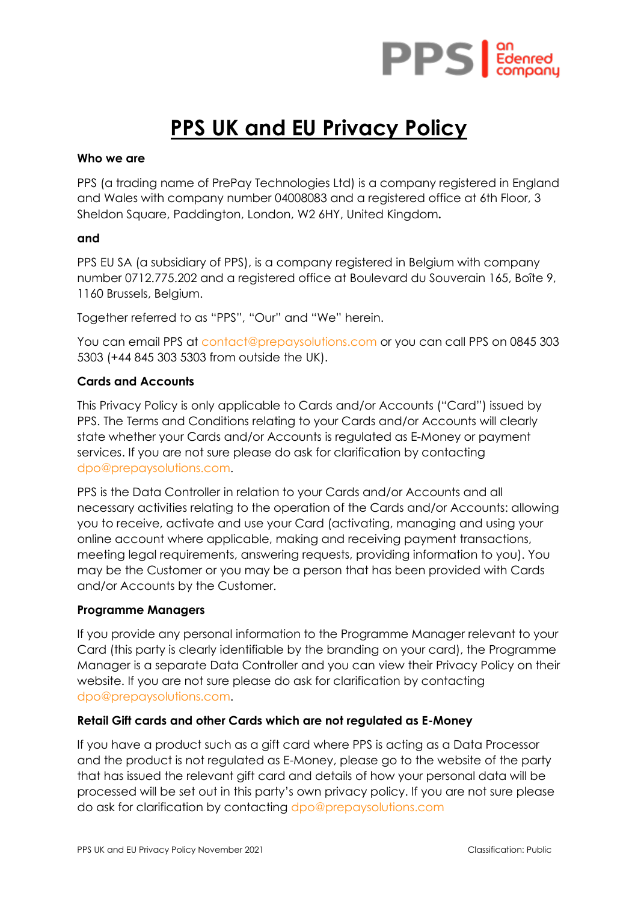# PPS UK and EU Privacy Policy

**Who we are**

PPS (a trading name of PrePay Technologies Ltd) is a company registered in England and Wales with company number 04008083 and a registered office at 6th Floor, 3 Sheldon Square, Paddington, London, W2 6HY, United Kingdom.

**and**

PPS EU SA (a subsidiary of PPS), is a company registered in Belgium with company number 0712.775.202 and a registered office at Boulevard du Souverain 165, Boîte 9, 1160 Brussels, Belgium.

Together referred to as "PPS", "Our" and "We" herein.

You can email PPS at contact@prepaysolutions.com or you can call PPS on 0845 303 5303 (+44 845 303 5303 from outside the UK).

**Cards and Accounts**

This Privacy Policy is only applicable to Cards and/or Accounts ("Card") issued by PPS. The Terms and Conditions relating to your Cards and/or Accounts will clearly state whether your Cards and/or Accounts is regulated as E-Money or payment services. If you are not sure please do ask for clarification by contacting dpo@prepaysolutions.com.

PPS is the Data Controller in relation to your Cards and/or Accounts and all necessary activities relating to the operation of the Cards and/or Accounts: allowing you to receive, activate and use your Card (activating, managing and using your online account where applicable, making and receiving payment transactions, meeting legal requirements, answering requests, providing information to you). You may be the Customer or you may be a person that has been provided with Cards and/or Accounts by the Customer.

**Programme Managers**

If you provide any personal information to the Programme Manager relevant to your Card (this party is clearly identifiable by the branding on your card), the Programme Manager is a separate Data Controller and you can view their Privacy Policy on their website. If you are not sure please do ask for clarification by contacting dpo@prepaysolutions.com.

**Retail Gift cards and other Cards which are not regulated as E-Money**

If you have a product such as a gift card where PPS is acting as a Data Processor and the product is not regulated as E-Money, please go to the website of the party that has issued the relevant gift card and details of how your personal data will be processed will be set out in this party's own privacy policy. If you are not sure please do ask for clarification by contacting dpo@prepaysolutions.com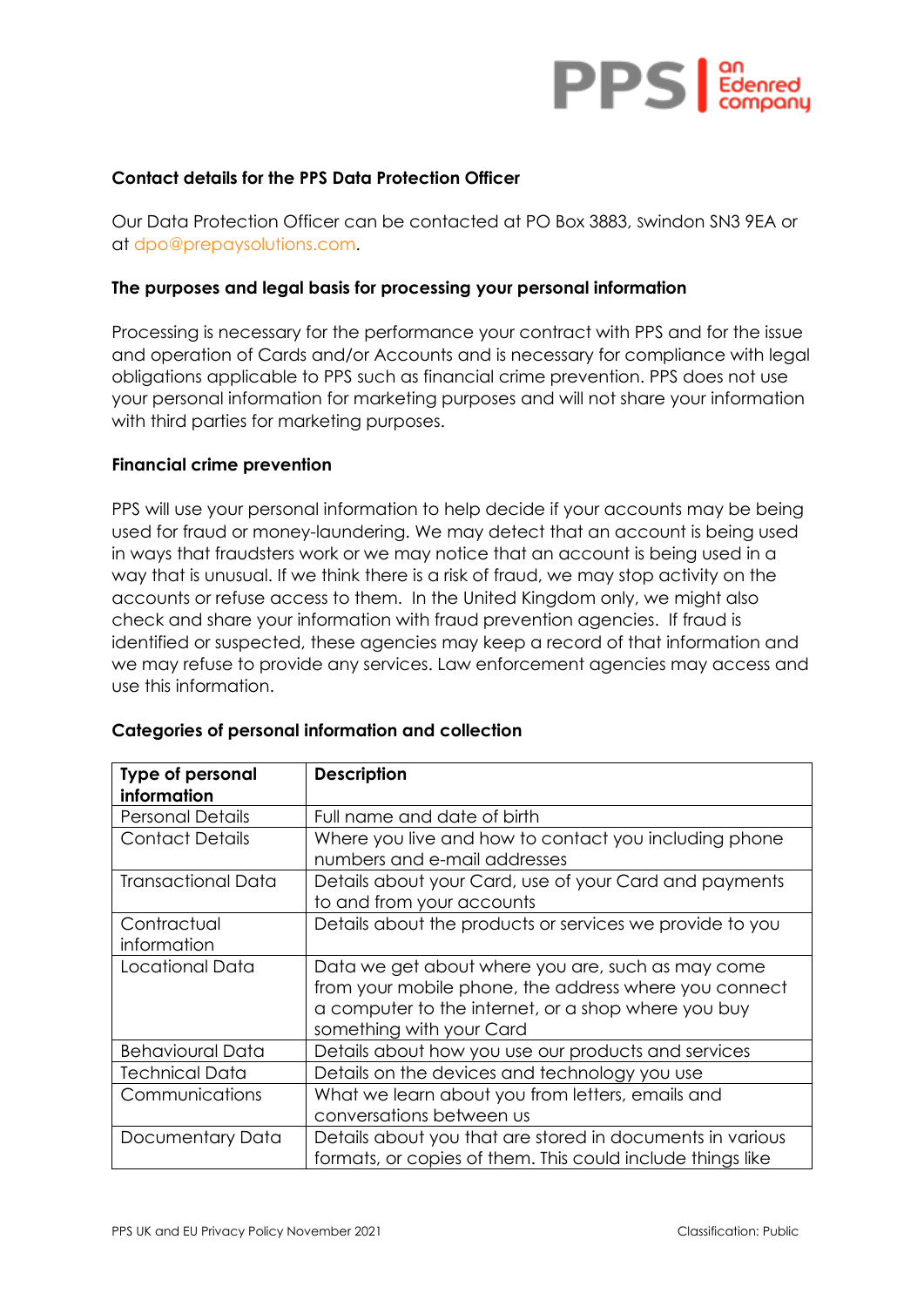**Contact details for the PPS Data Protection Officer**

Our Data Protection Officer can be contacted at PO Box 3883, swindon SN3 9EA or at dpo@prepaysolutions.com.

**The purposes and legal basis for processing your personal information**

Processing is necessary for the performance your contract with PPS and for the issue and operation of Cards and/or Accounts and is necessary for compliance with legal obligations applicable to PPS such as financial crime prevention. PPS does not use your personal information for marketing purposes and will not share your information with third parties for marketing purposes.

**Financial crime prevention**

PPS will use your personal information to help decide if your accounts may be being used for fraud or money-laundering. We may detect that an account is being used in ways that fraudsters work or we may notice that an account is being used in a way that is unusual. If we think there is a risk of fraud, we may stop activity on the accounts or refuse access to them. In the United Kingdom only, we might also check and share your information with fraud prevention agencies. If fraud is identified or suspected, these agencies may keep a record of that information and we may refuse to provide any services. Law enforcement agencies may access and use this information.

**Categories of personal information and collection**

| Type of personal information | Description |
|---|---|
| Personal Details | Full name and date of birth |
| Contact Details | Where you live and how to contact you including phone numbers and e-mail addresses |
| Transactional Data | Details about your Card, use of your Card and payments to and from your accounts |
| Contractual information | Details about the products or services we provide to you |
| Locational Data | Data we get about where you are, such as may come from your mobile phone, the address where you connect a computer to the internet, or a shop where you buy something with your Card |
| Behavioural Data | Details about how you use our products and services |
| Technical Data | Details on the devices and technology you use |
| Communications | What we learn about you from letters, emails and conversations between us |
| Documentary Data | Details about you that are stored in documents in various formats, or copies of them. This could include things like |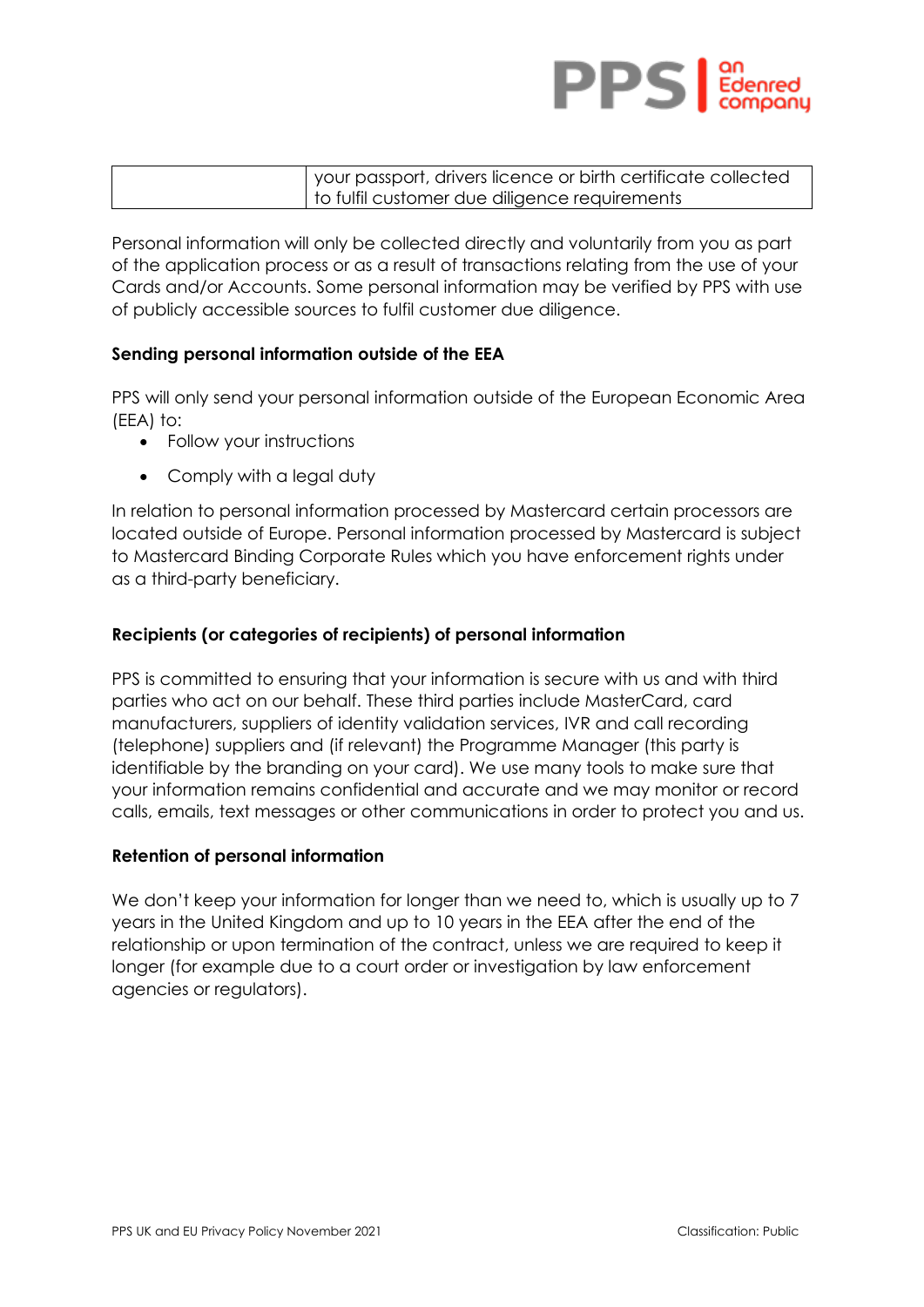| | |
|---|---|
| | your passport, drivers licence or birth certificate collected to fulfil customer due diligence requirements |

Personal information will only be collected directly and voluntarily from you as part of the application process or as a result of transactions relating from the use of your Cards and/or Accounts. Some personal information may be verified by PPS with use of publicly accessible sources to fulfil customer due diligence.

**Sending personal information outside of the EEA**

PPS will only send your personal information outside of the European Economic Area (EEA) to:

- Follow your instructions
- Comply with a legal duty

In relation to personal information processed by Mastercard certain processors are located outside of Europe. Personal information processed by Mastercard is subject to Mastercard Binding Corporate Rules which you have enforcement rights under as a third-party beneficiary.

**Recipients (or categories of recipients) of personal information**

PPS is committed to ensuring that your information is secure with us and with third parties who act on our behalf. These third parties include MasterCard, card manufacturers, suppliers of identity validation services, IVR and call recording (telephone) suppliers and (if relevant) the Programme Manager (this party is identifiable by the branding on your card). We use many tools to make sure that your information remains confidential and accurate and we may monitor or record calls, emails, text messages or other communications in order to protect you and us.

**Retention of personal information**

We don't keep your information for longer than we need to, which is usually up to 7 years in the United Kingdom and up to 10 years in the EEA after the end of the relationship or upon termination of the contract, unless we are required to keep it longer (for example due to a court order or investigation by law enforcement agencies or regulators).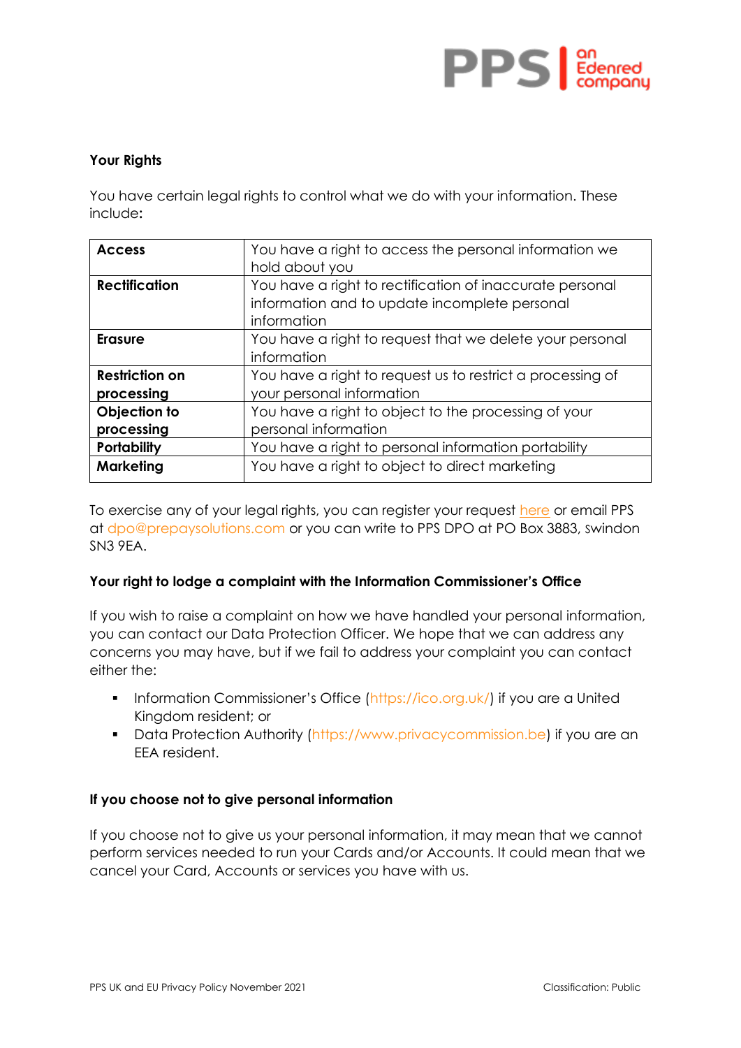**Your Rights**

You have certain legal rights to control what we do with your information. These include**:**

| | |
|---|---|
| **Access** | You have a right to access the personal information we hold about you |
| **Rectification** | You have a right to rectification of inaccurate personal information and to update incomplete personal information |
| **Erasure** | You have a right to request that we delete your personal information |
| **Restriction on processing** | You have a right to request us to restrict a processing of your personal information |
| **Objection to processing** | You have a right to object to the processing of your personal information |
| **Portability** | You have a right to personal information portability |
| **Marketing** | You have a right to object to direct marketing |

To exercise any of your legal rights, you can register your request here or email PPS at dpo@prepaysolutions.com or you can write to PPS DPO at PO Box 3883, swindon SN3 9EA.

**Your right to lodge a complaint with the Information Commissioner's Office**

If you wish to raise a complaint on how we have handled your personal information, you can contact our Data Protection Officer. We hope that we can address any concerns you may have, but if we fail to address your complaint you can contact either the:

- Information Commissioner's Office (https://ico.org.uk/) if you are a United Kingdom resident; or
- Data Protection Authority (https://www.privacycommission.be) if you are an EEA resident.

**If you choose not to give personal information**

If you choose not to give us your personal information, it may mean that we cannot perform services needed to run your Cards and/or Accounts. It could mean that we cancel your Card, Accounts or services you have with us.